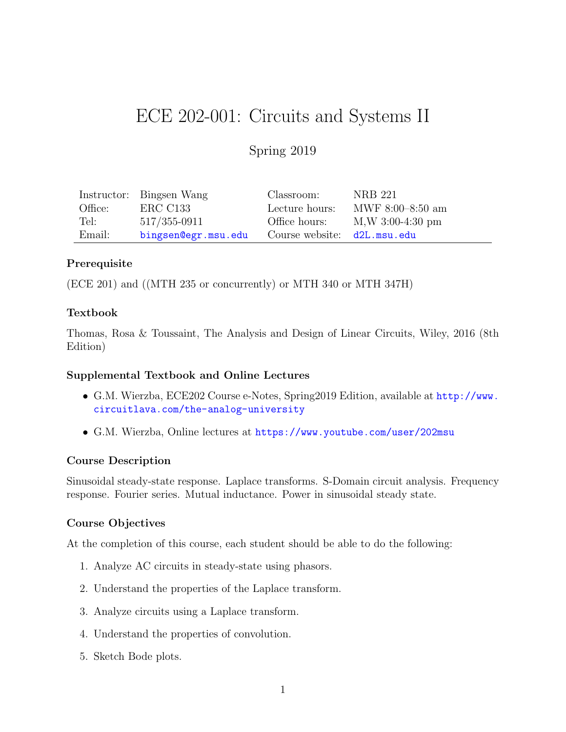# ECE 202-001: Circuits and Systems II

Spring 2019

| | | | |
|---|---|---|---|
| Instructor: | Bingsen Wang | Classroom: | NRB 221 |
| Office: | ERC C133 | Lecture hours: | MWF 8:00–8:50 am |
| Tel: | 517/355-0911 | Office hours: | M,W 3:00-4:30 pm |
| Email: | bingsen@egr.msu.edu | Course website: | d2L.msu.edu |

### Prerequisite

(ECE 201) and ((MTH 235 or concurrently) or MTH 340 or MTH 347H)

### Textbook

Thomas, Rosa & Toussaint, The Analysis and Design of Linear Circuits, Wiley, 2016 (8th Edition)

### Supplemental Textbook and Online Lectures

- G.M. Wierzba, ECE202 Course e-Notes, Spring2019 Edition, available at http://www.circuitlava.com/the-analog-university
- G.M. Wierzba, Online lectures at https://www.youtube.com/user/202msu

### Course Description

Sinusoidal steady-state response. Laplace transforms. S-Domain circuit analysis. Frequency response. Fourier series. Mutual inductance. Power in sinusoidal steady state.

### Course Objectives

At the completion of this course, each student should be able to do the following:

1. Analyze AC circuits in steady-state using phasors.
2. Understand the properties of the Laplace transform.
3. Analyze circuits using a Laplace transform.
4. Understand the properties of convolution.
5. Sketch Bode plots.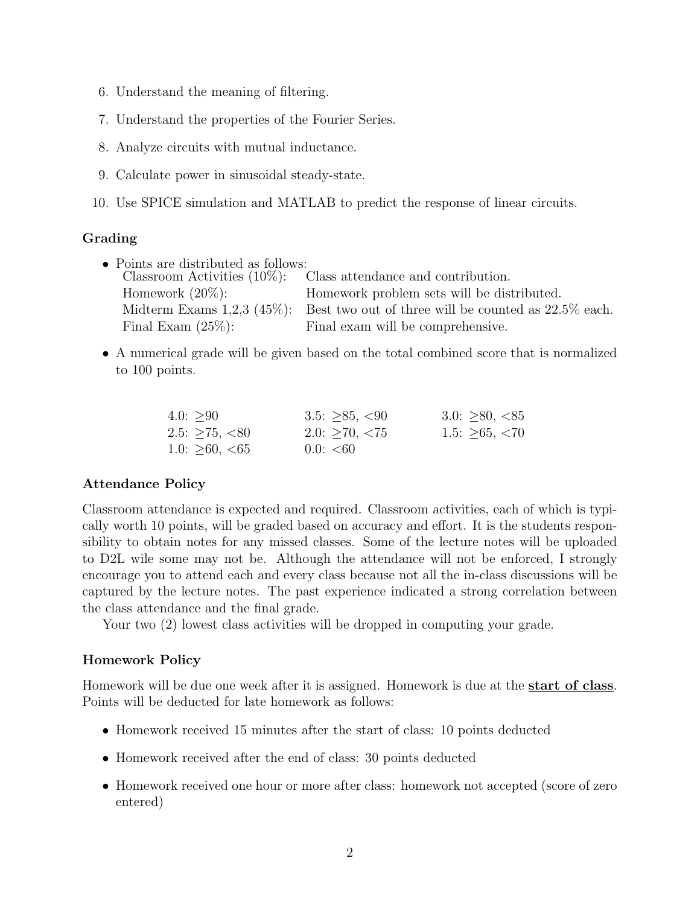6. Understand the meaning of filtering.
7. Understand the properties of the Fourier Series.
8. Analyze circuits with mutual inductance.
9. Calculate power in sinusoidal steady-state.
10. Use SPICE simulation and MATLAB to predict the response of linear circuits.

### Grading

- Points are distributed as follows:

| | |
|---|---|
| Classroom Activities (10%): | Class attendance and contribution. |
| Homework (20%): | Homework problem sets will be distributed. |
| Midterm Exams 1,2,3 (45%): | Best two out of three will be counted as 22.5% each. |
| Final Exam (25%): | Final exam will be comprehensive. |

- A numerical grade will be given based on the total combined score that is normalized to 100 points.

| | | |
|---|---|---|
| 4.0: $\geq 90$ | 3.5: $\geq 85$, $<90$ | 3.0: $\geq 80$, $<85$ |
| 2.5: $\geq 75$, $<80$ | 2.0: $\geq 70$, $<75$ | 1.5: $\geq 65$, $<70$ |
| 1.0: $\geq 60$, $<65$ | 0.0: $<60$ | |

### Attendance Policy

Classroom attendance is expected and required. Classroom activities, each of which is typically worth 10 points, will be graded based on accuracy and effort. It is the students responsibility to obtain notes for any missed classes. Some of the lecture notes will be uploaded to D2L wile some may not be. Although the attendance will not be enforced, I strongly encourage you to attend each and every class because not all the in-class discussions will be captured by the lecture notes. The past experience indicated a strong correlation between the class attendance and the final grade.

Your two (2) lowest class activities will be dropped in computing your grade.

### Homework Policy

Homework will be due one week after it is assigned. Homework is due at the **start of class**. Points will be deducted for late homework as follows:

- Homework received 15 minutes after the start of class: 10 points deducted
- Homework received after the end of class: 30 points deducted
- Homework received one hour or more after class: homework not accepted (score of zero entered)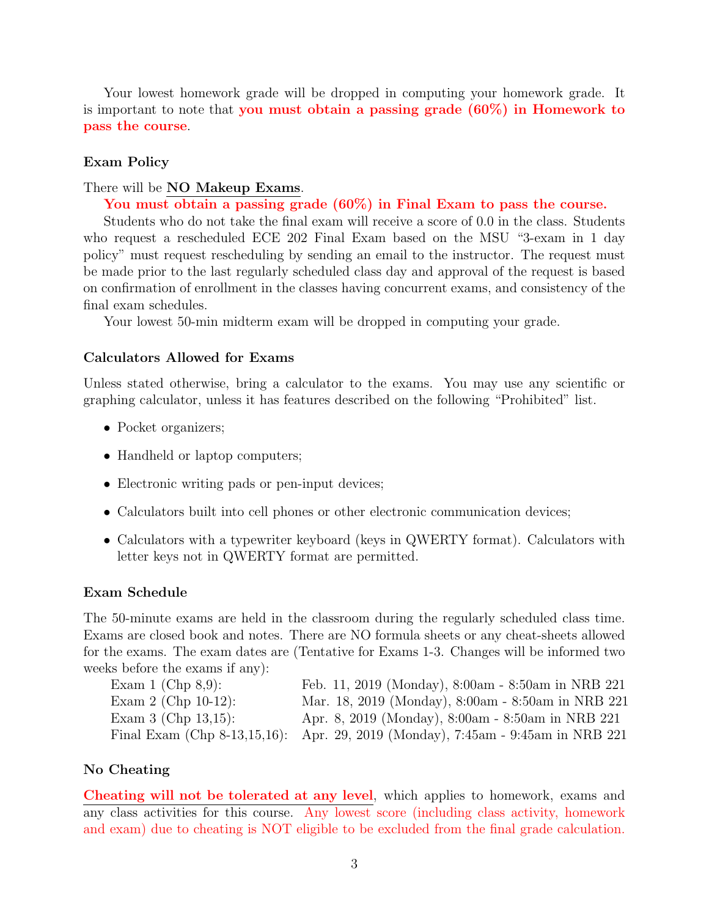Your lowest homework grade will be dropped in computing your homework grade. It is important to note that **you must obtain a passing grade (60%) in Homework to pass the course**.

### Exam Policy

There will be **NO Makeup Exams**.

**You must obtain a passing grade (60%) in Final Exam to pass the course.**

Students who do not take the final exam will receive a score of 0.0 in the class. Students who request a rescheduled ECE 202 Final Exam based on the MSU "3-exam in 1 day policy" must request rescheduling by sending an email to the instructor. The request must be made prior to the last regularly scheduled class day and approval of the request is based on confirmation of enrollment in the classes having concurrent exams, and consistency of the final exam schedules.

Your lowest 50-min midterm exam will be dropped in computing your grade.

### Calculators Allowed for Exams

Unless stated otherwise, bring a calculator to the exams. You may use any scientific or graphing calculator, unless it has features described on the following "Prohibited" list.

- Pocket organizers;
- Handheld or laptop computers;
- Electronic writing pads or pen-input devices;
- Calculators built into cell phones or other electronic communication devices;
- Calculators with a typewriter keyboard (keys in QWERTY format). Calculators with letter keys not in QWERTY format are permitted.

### Exam Schedule

The 50-minute exams are held in the classroom during the regularly scheduled class time. Exams are closed book and notes. There are NO formula sheets or any cheat-sheets allowed for the exams. The exam dates are (Tentative for Exams 1-3. Changes will be informed two weeks before the exams if any):

| | |
|---|---|
| Exam 1 (Chp 8,9): | Feb. 11, 2019 (Monday), 8:00am - 8:50am in NRB 221 |
| Exam 2 (Chp 10-12): | Mar. 18, 2019 (Monday), 8:00am - 8:50am in NRB 221 |
| Exam 3 (Chp 13,15): | Apr. 8, 2019 (Monday), 8:00am - 8:50am in NRB 221 |
| Final Exam (Chp 8-13,15,16): | Apr. 29, 2019 (Monday), 7:45am - 9:45am in NRB 221 |

### No Cheating

**Cheating will not be tolerated at any level**, which applies to homework, exams and any class activities for this course. Any lowest score (including class activity, homework and exam) due to cheating is NOT eligible to be excluded from the final grade calculation.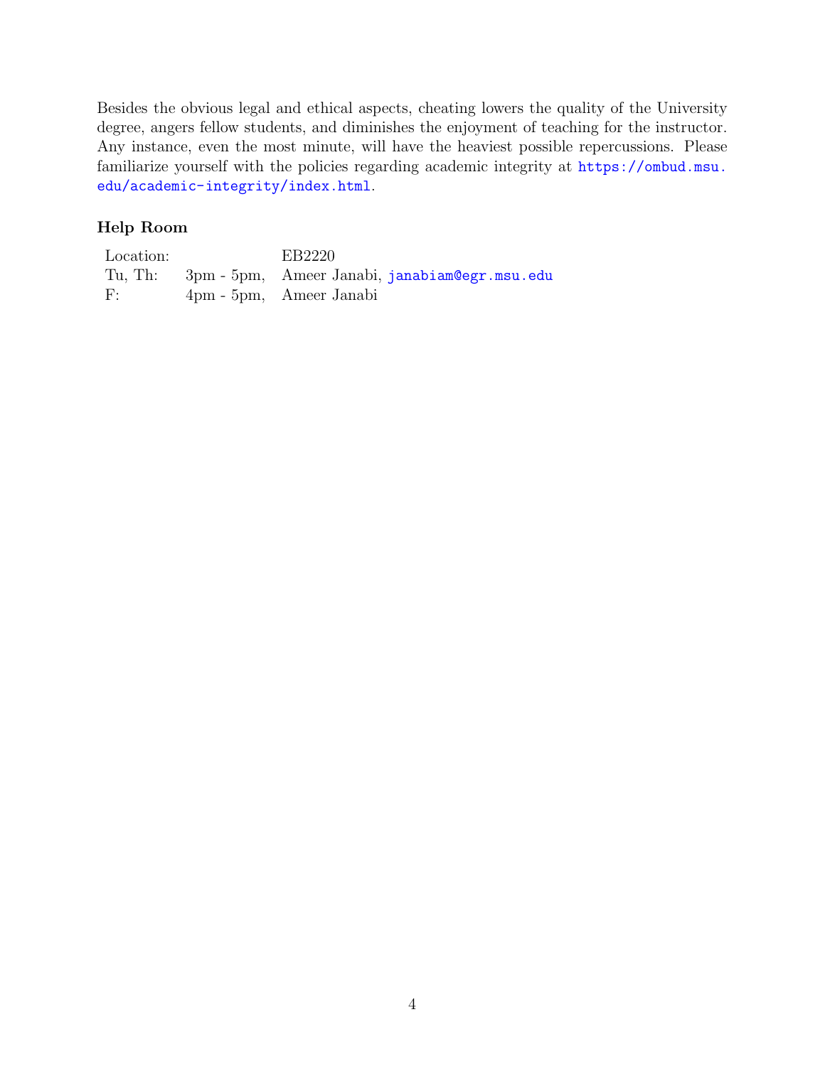Besides the obvious legal and ethical aspects, cheating lowers the quality of the University degree, angers fellow students, and diminishes the enjoyment of teaching for the instructor. Any instance, even the most minute, will have the heaviest possible repercussions. Please familiarize yourself with the policies regarding academic integrity at https://ombud.msu.edu/academic-integrity/index.html.

### Help Room

| Location: | | EB2220 |
|---|---|---|
| Tu, Th: | 3pm - 5pm, | Ameer Janabi, janabiam@egr.msu.edu |
| F: | 4pm - 5pm, | Ameer Janabi |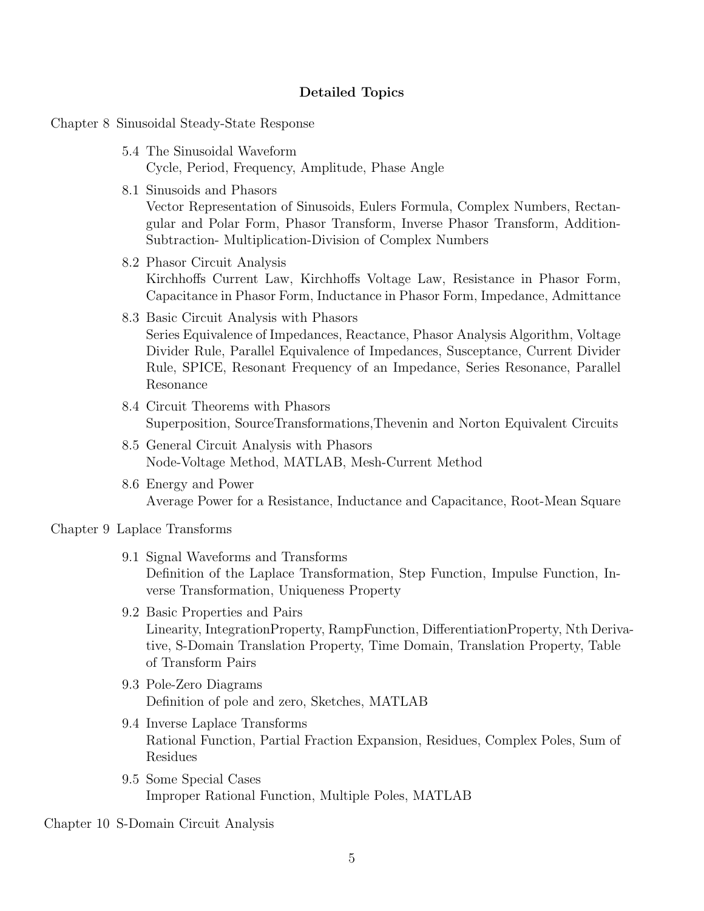## Detailed Topics

Chapter 8 Sinusoidal Steady-State Response

- 5.4 The Sinusoidal Waveform
  Cycle, Period, Frequency, Amplitude, Phase Angle
- 8.1 Sinusoids and Phasors
  Vector Representation of Sinusoids, Eulers Formula, Complex Numbers, Rectangular and Polar Form, Phasor Transform, Inverse Phasor Transform, Addition-Subtraction- Multiplication-Division of Complex Numbers
- 8.2 Phasor Circuit Analysis
  Kirchhoffs Current Law, Kirchhoffs Voltage Law, Resistance in Phasor Form, Capacitance in Phasor Form, Inductance in Phasor Form, Impedance, Admittance
- 8.3 Basic Circuit Analysis with Phasors
  Series Equivalence of Impedances, Reactance, Phasor Analysis Algorithm, Voltage Divider Rule, Parallel Equivalence of Impedances, Susceptance, Current Divider Rule, SPICE, Resonant Frequency of an Impedance, Series Resonance, Parallel Resonance
- 8.4 Circuit Theorems with Phasors
  Superposition, SourceTransformations,Thevenin and Norton Equivalent Circuits
- 8.5 General Circuit Analysis with Phasors
  Node-Voltage Method, MATLAB, Mesh-Current Method
- 8.6 Energy and Power
  Average Power for a Resistance, Inductance and Capacitance, Root-Mean Square

Chapter 9 Laplace Transforms

- 9.1 Signal Waveforms and Transforms
  Definition of the Laplace Transformation, Step Function, Impulse Function, Inverse Transformation, Uniqueness Property
- 9.2 Basic Properties and Pairs
  Linearity, IntegrationProperty, RampFunction, DifferentiationProperty, Nth Derivative, S-Domain Translation Property, Time Domain, Translation Property, Table of Transform Pairs
- 9.3 Pole-Zero Diagrams
  Definition of pole and zero, Sketches, MATLAB
- 9.4 Inverse Laplace Transforms
  Rational Function, Partial Fraction Expansion, Residues, Complex Poles, Sum of Residues
- 9.5 Some Special Cases
  Improper Rational Function, Multiple Poles, MATLAB

Chapter 10 S-Domain Circuit Analysis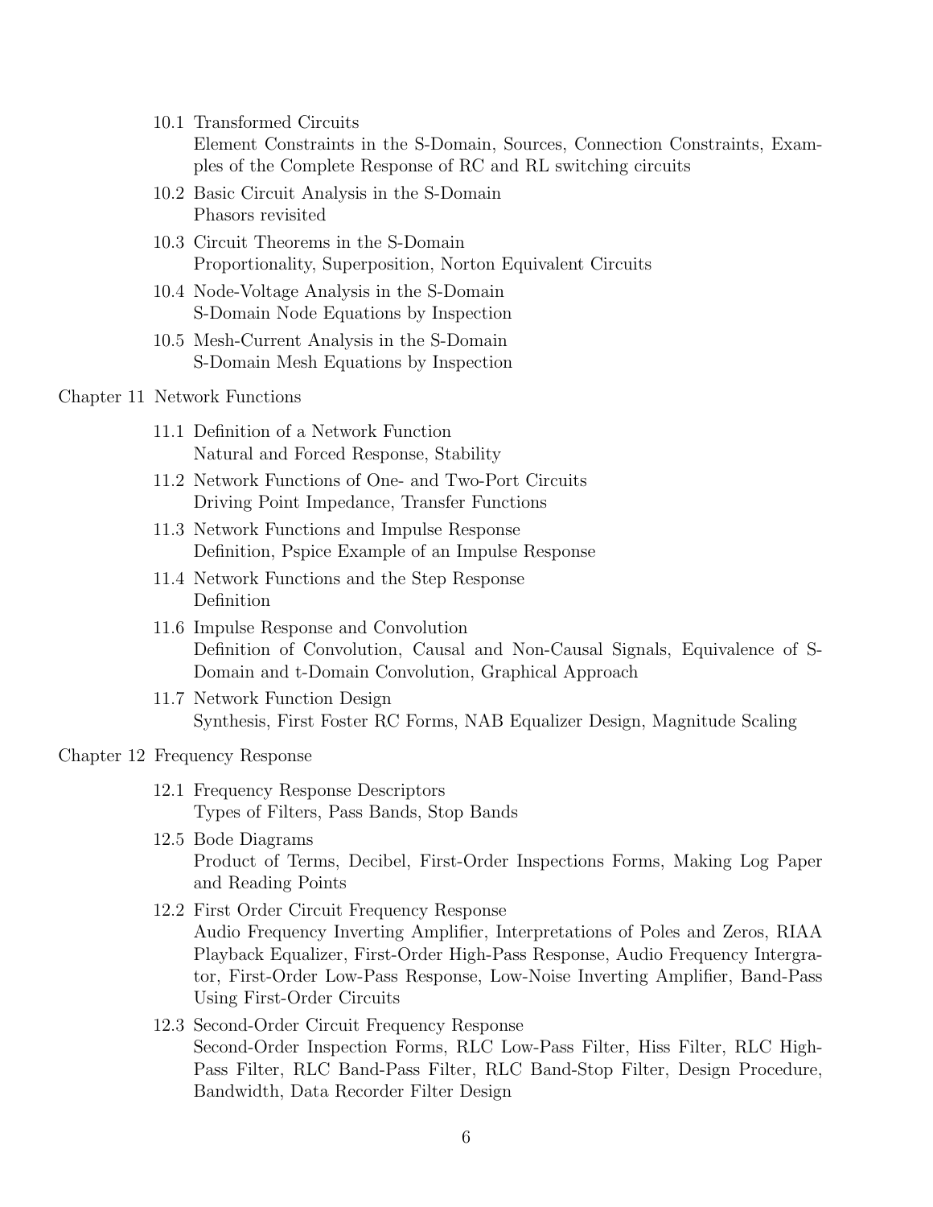- 10.1 Transformed Circuits
  Element Constraints in the S-Domain, Sources, Connection Constraints, Examples of the Complete Response of RC and RL switching circuits
- 10.2 Basic Circuit Analysis in the S-Domain
  Phasors revisited
- 10.3 Circuit Theorems in the S-Domain
  Proportionality, Superposition, Norton Equivalent Circuits
- 10.4 Node-Voltage Analysis in the S-Domain
  S-Domain Node Equations by Inspection
- 10.5 Mesh-Current Analysis in the S-Domain
  S-Domain Mesh Equations by Inspection

Chapter 11 Network Functions

- 11.1 Definition of a Network Function
  Natural and Forced Response, Stability
- 11.2 Network Functions of One- and Two-Port Circuits
  Driving Point Impedance, Transfer Functions
- 11.3 Network Functions and Impulse Response
  Definition, Pspice Example of an Impulse Response
- 11.4 Network Functions and the Step Response
  Definition
- 11.6 Impulse Response and Convolution
  Definition of Convolution, Causal and Non-Causal Signals, Equivalence of S-Domain and t-Domain Convolution, Graphical Approach
- 11.7 Network Function Design
  Synthesis, First Foster RC Forms, NAB Equalizer Design, Magnitude Scaling

Chapter 12 Frequency Response

- 12.1 Frequency Response Descriptors
  Types of Filters, Pass Bands, Stop Bands
- 12.5 Bode Diagrams
  Product of Terms, Decibel, First-Order Inspections Forms, Making Log Paper and Reading Points
- 12.2 First Order Circuit Frequency Response
  Audio Frequency Inverting Amplifier, Interpretations of Poles and Zeros, RIAA Playback Equalizer, First-Order High-Pass Response, Audio Frequency Intergrator, First-Order Low-Pass Response, Low-Noise Inverting Amplifier, Band-Pass Using First-Order Circuits
- 12.3 Second-Order Circuit Frequency Response
  Second-Order Inspection Forms, RLC Low-Pass Filter, Hiss Filter, RLC High-Pass Filter, RLC Band-Pass Filter, RLC Band-Stop Filter, Design Procedure, Bandwidth, Data Recorder Filter Design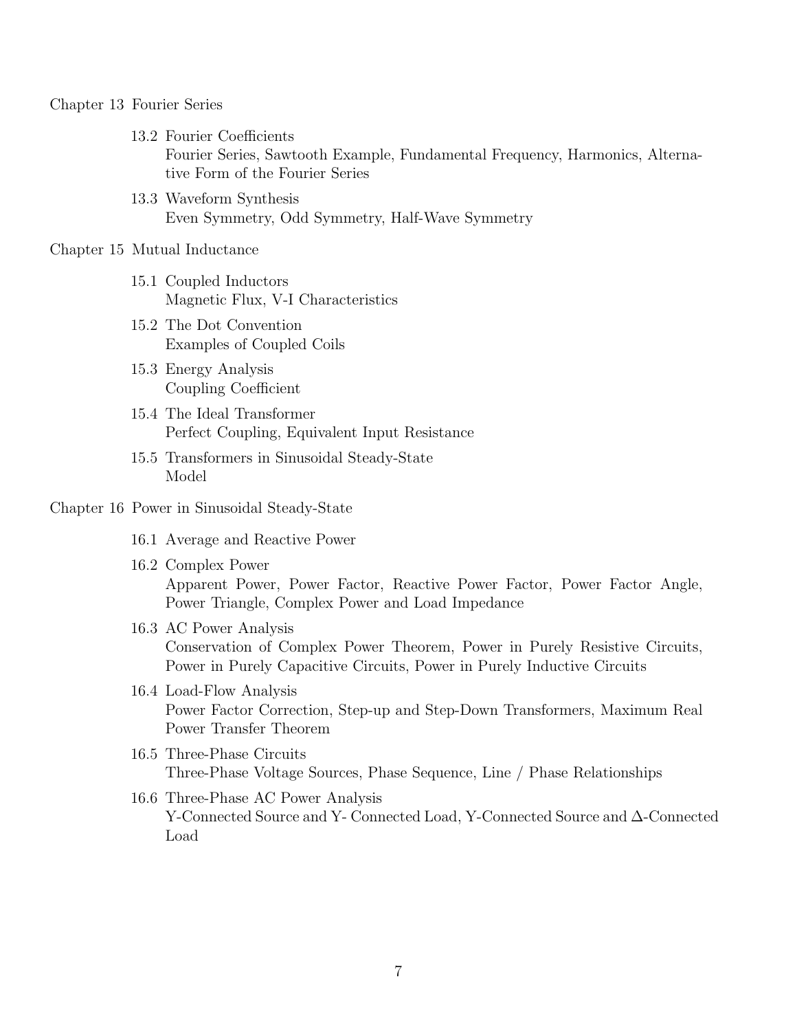Chapter 13 Fourier Series

- 13.2 Fourier Coefficients
  Fourier Series, Sawtooth Example, Fundamental Frequency, Harmonics, Alternative Form of the Fourier Series
- 13.3 Waveform Synthesis
  Even Symmetry, Odd Symmetry, Half-Wave Symmetry

Chapter 15 Mutual Inductance

- 15.1 Coupled Inductors
  Magnetic Flux, V-I Characteristics
- 15.2 The Dot Convention
  Examples of Coupled Coils
- 15.3 Energy Analysis
  Coupling Coefficient
- 15.4 The Ideal Transformer
  Perfect Coupling, Equivalent Input Resistance
- 15.5 Transformers in Sinusoidal Steady-State
  Model

Chapter 16 Power in Sinusoidal Steady-State

- 16.1 Average and Reactive Power
- 16.2 Complex Power
  Apparent Power, Power Factor, Reactive Power Factor, Power Factor Angle, Power Triangle, Complex Power and Load Impedance
- 16.3 AC Power Analysis
  Conservation of Complex Power Theorem, Power in Purely Resistive Circuits, Power in Purely Capacitive Circuits, Power in Purely Inductive Circuits
- 16.4 Load-Flow Analysis
  Power Factor Correction, Step-up and Step-Down Transformers, Maximum Real Power Transfer Theorem
- 16.5 Three-Phase Circuits
  Three-Phase Voltage Sources, Phase Sequence, Line / Phase Relationships
- 16.6 Three-Phase AC Power Analysis
  Y-Connected Source and Y- Connected Load, Y-Connected Source and $\Delta$-Connected Load